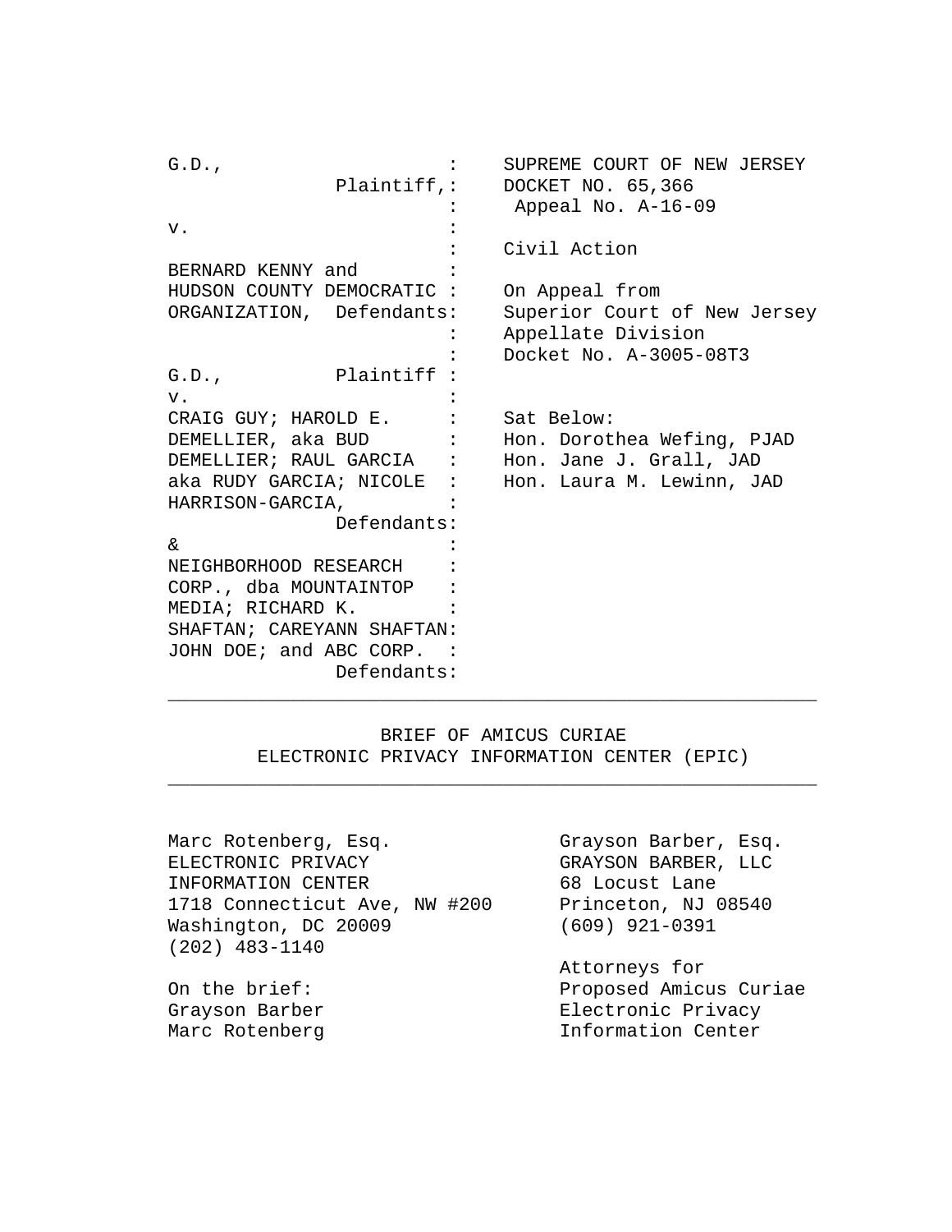| | |
|---|---|
| G.D., Plaintiff, | SUPREME COURT OF NEW JERSEY |
| | DOCKET NO. 65,366 |
| | Appeal No. A-16-09 |
| v. | |
| | Civil Action |
| BERNARD KENNY and HUDSON COUNTY DEMOCRATIC ORGANIZATION, Defendants: | On Appeal from Superior Court of New Jersey Appellate Division Docket No. A-3005-08T3 |
| G.D., Plaintiff | |
| v. | |
| CRAIG GUY; HAROLD E. DEMELLIER, aka BUD DEMELLIER; RAUL GARCIA aka RUDY GARCIA; NICOLE HARRISON-GARCIA, Defendants: | Sat Below: Hon. Dorothea Wefing, PJAD Hon. Jane J. Grall, JAD Hon. Laura M. Lewinn, JAD |
| & | |
| NEIGHBORHOOD RESEARCH CORP., dba MOUNTAINTOP MEDIA; RICHARD K. SHAFTAN; CAREYANN SHAFTAN: JOHN DOE; and ABC CORP. Defendants: | |

---

# BRIEF OF AMICUS CURIAE
# ELECTRONIC PRIVACY INFORMATION CENTER (EPIC)

---

Marc Rotenberg, Esq.
ELECTRONIC PRIVACY INFORMATION CENTER
1718 Connecticut Ave, NW #200
Washington, DC 20009
(202) 483-1140

On the brief:
Grayson Barber
Marc Rotenberg

Grayson Barber, Esq.
GRAYSON BARBER, LLC
68 Locust Lane
Princeton, NJ 08540
(609) 921-0391

Attorneys for
Proposed Amicus Curiae
Electronic Privacy
Information Center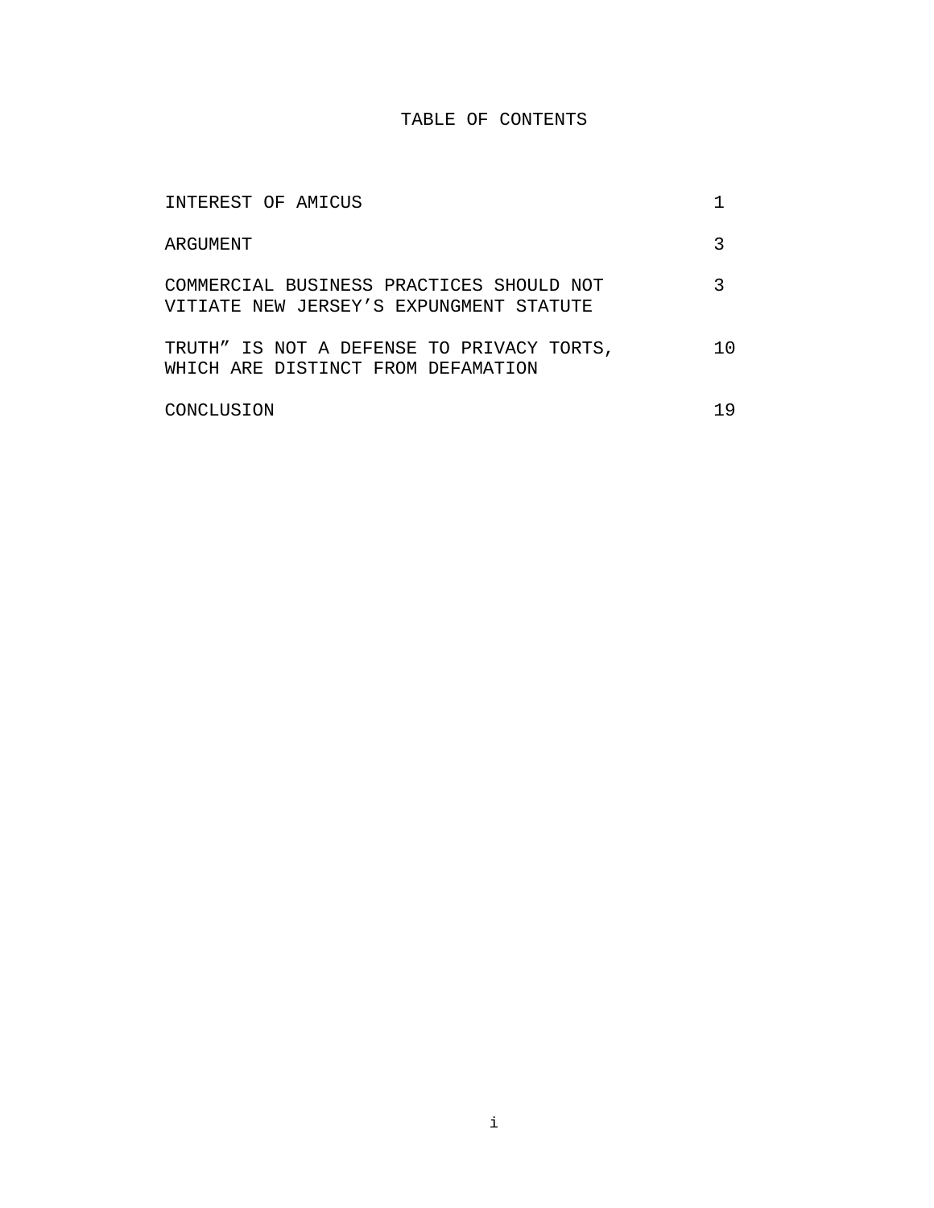# TABLE OF CONTENTS

| | |
|---|---|
| INTEREST OF AMICUS | 1 |
| ARGUMENT | 3 |
| COMMERCIAL BUSINESS PRACTICES SHOULD NOT VITIATE NEW JERSEY'S EXPUNGMENT STATUTE | 3 |
| TRUTH" IS NOT A DEFENSE TO PRIVACY TORTS, WHICH ARE DISTINCT FROM DEFAMATION | 10 |
| CONCLUSION | 19 |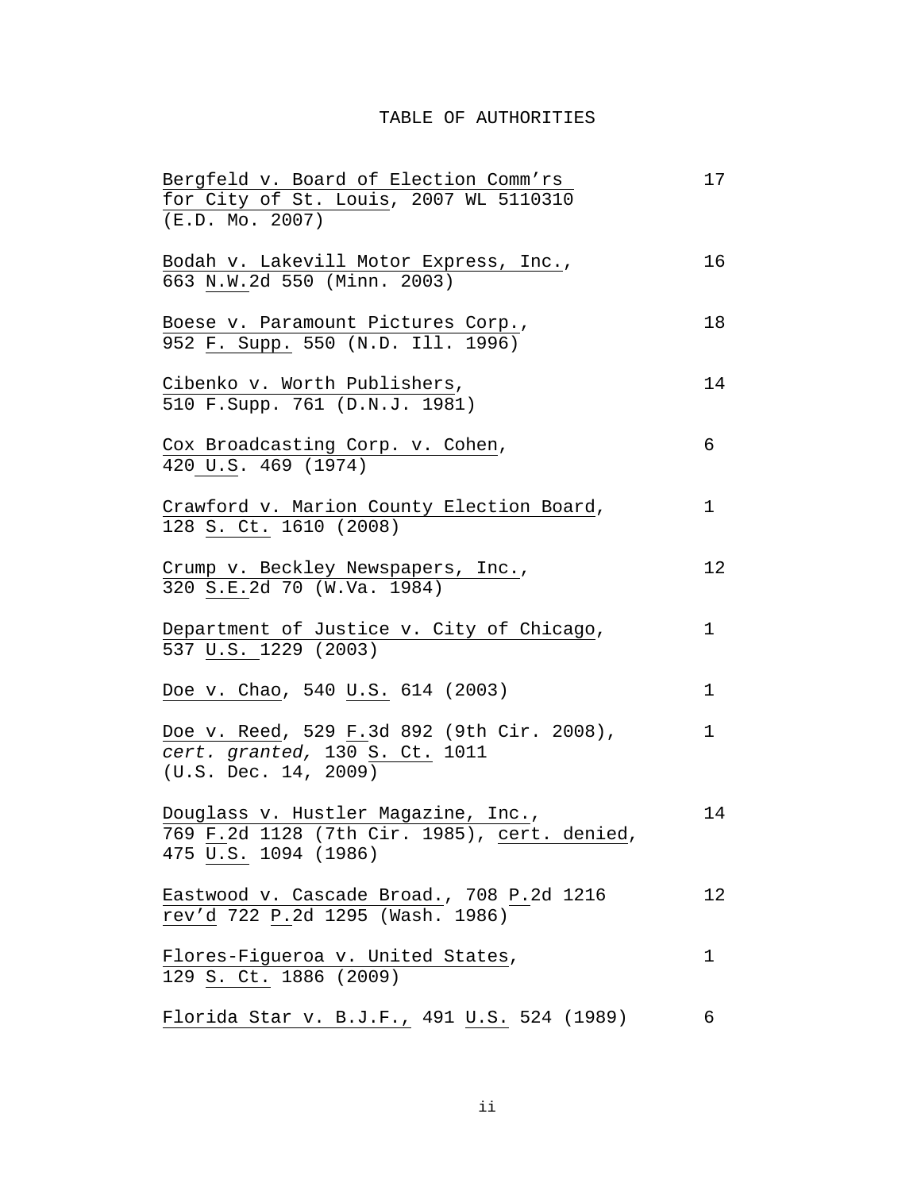# TABLE OF AUTHORITIES

| | |
|---|---|
| Bergfeld v. Board of Election Comm'rs for City of St. Louis, 2007 WL 5110310 (E.D. Mo. 2007) | 17 |
| Bodah v. Lakevill Motor Express, Inc., 663 N.W.2d 550 (Minn. 2003) | 16 |
| Boese v. Paramount Pictures Corp., 952 F. Supp. 550 (N.D. Ill. 1996) | 18 |
| Cibenko v. Worth Publishers, 510 F.Supp. 761 (D.N.J. 1981) | 14 |
| Cox Broadcasting Corp. v. Cohen, 420 U.S. 469 (1974) | 6 |
| Crawford v. Marion County Election Board, 128 S. Ct. 1610 (2008) | 1 |
| Crump v. Beckley Newspapers, Inc., 320 S.E.2d 70 (W.Va. 1984) | 12 |
| Department of Justice v. City of Chicago, 537 U.S. 1229 (2003) | 1 |
| Doe v. Chao, 540 U.S. 614 (2003) | 1 |
| Doe v. Reed, 529 F.3d 892 (9th Cir. 2008), *cert. granted,* 130 S. Ct. 1011 (U.S. Dec. 14, 2009) | 1 |
| Douglass v. Hustler Magazine, Inc., 769 F.2d 1128 (7th Cir. 1985), cert. denied, 475 U.S. 1094 (1986) | 14 |
| Eastwood v. Cascade Broad., 708 P.2d 1216 rev'd 722 P.2d 1295 (Wash. 1986) | 12 |
| Flores-Figueroa v. United States, 129 S. Ct. 1886 (2009) | 1 |
| Florida Star v. B.J.F., 491 U.S. 524 (1989) | 6 |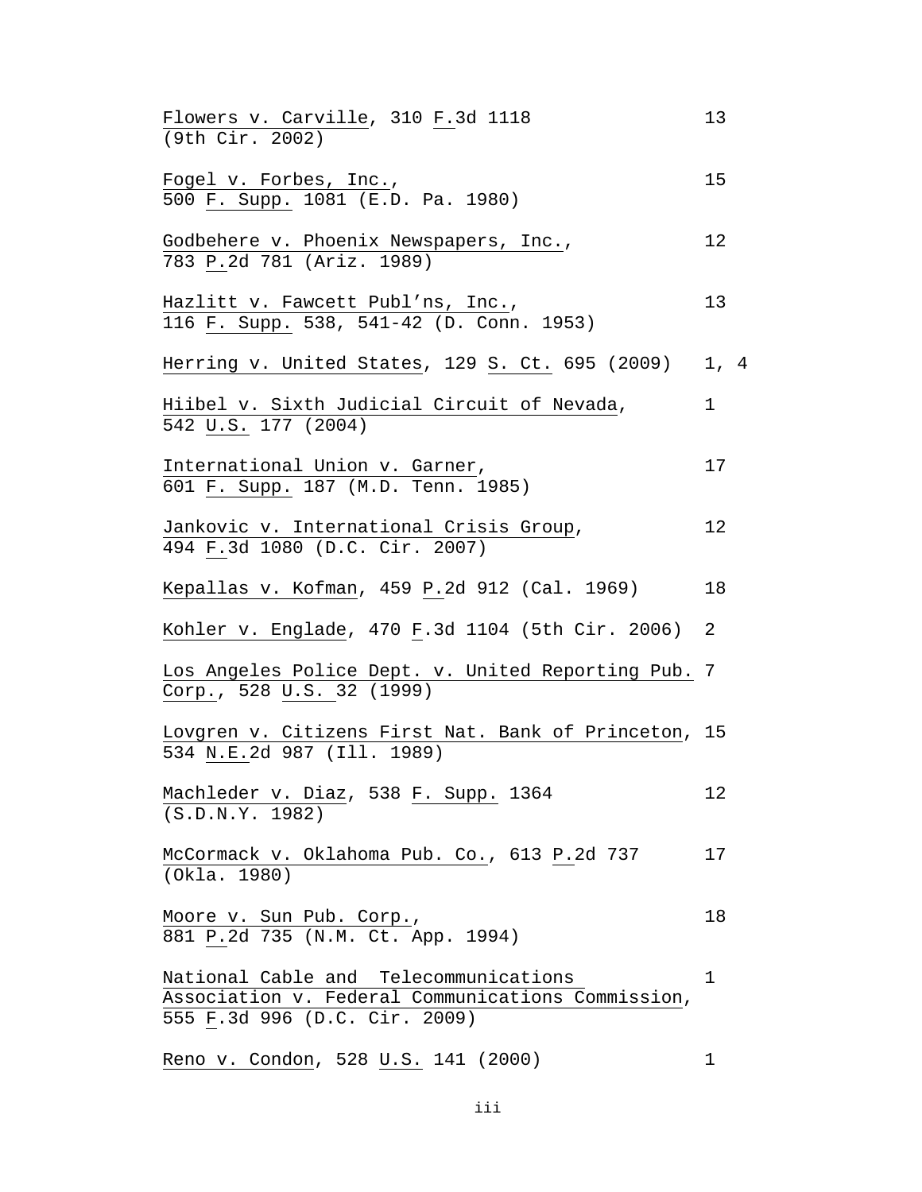| | |
|---|---|
| Flowers v. Carville, 310 F.3d 1118 (9th Cir. 2002) | 13 |
| Fogel v. Forbes, Inc., 500 F. Supp. 1081 (E.D. Pa. 1980) | 15 |
| Godbehere v. Phoenix Newspapers, Inc., 783 P.2d 781 (Ariz. 1989) | 12 |
| Hazlitt v. Fawcett Publ'ns, Inc., 116 F. Supp. 538, 541-42 (D. Conn. 1953) | 13 |
| Herring v. United States, 129 S. Ct. 695 (2009) | 1, 4 |
| Hiibel v. Sixth Judicial Circuit of Nevada, 542 U.S. 177 (2004) | 1 |
| International Union v. Garner, 601 F. Supp. 187 (M.D. Tenn. 1985) | 17 |
| Jankovic v. International Crisis Group, 494 F.3d 1080 (D.C. Cir. 2007) | 12 |
| Kepallas v. Kofman, 459 P.2d 912 (Cal. 1969) | 18 |
| Kohler v. Englade, 470 F.3d 1104 (5th Cir. 2006) | 2 |
| Los Angeles Police Dept. v. United Reporting Pub. Corp., 528 U.S. 32 (1999) | 7 |
| Lovgren v. Citizens First Nat. Bank of Princeton, 534 N.E.2d 987 (Ill. 1989) | 15 |
| Machleder v. Diaz, 538 F. Supp. 1364 (S.D.N.Y. 1982) | 12 |
| McCormack v. Oklahoma Pub. Co., 613 P.2d 737 (Okla. 1980) | 17 |
| Moore v. Sun Pub. Corp., 881 P.2d 735 (N.M. Ct. App. 1994) | 18 |
| National Cable and Telecommunications Association v. Federal Communications Commission, 555 F.3d 996 (D.C. Cir. 2009) | 1 |
| Reno v. Condon, 528 U.S. 141 (2000) | 1 |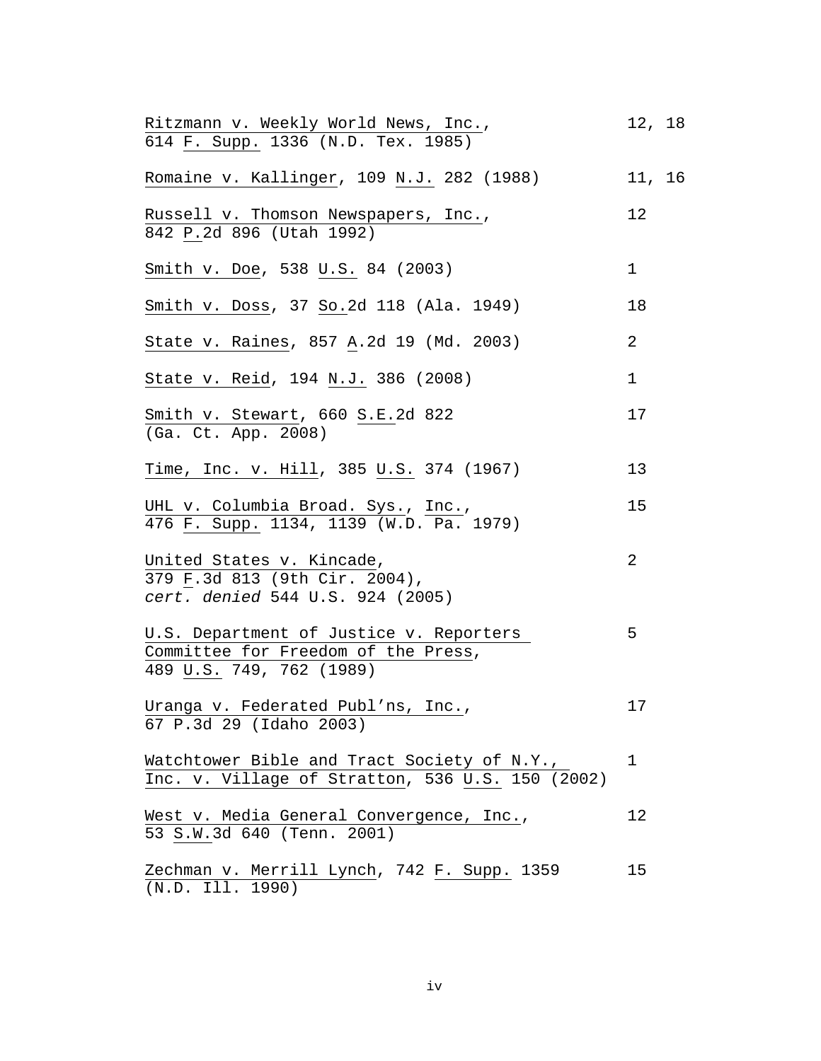| | |
|---|---|
| Ritzmann v. Weekly World News, Inc., 614 F. Supp. 1336 (N.D. Tex. 1985) | 12, 18 |
| Romaine v. Kallinger, 109 N.J. 282 (1988) | 11, 16 |
| Russell v. Thomson Newspapers, Inc., 842 P.2d 896 (Utah 1992) | 12 |
| Smith v. Doe, 538 U.S. 84 (2003) | 1 |
| Smith v. Doss, 37 So.2d 118 (Ala. 1949) | 18 |
| State v. Raines, 857 A.2d 19 (Md. 2003) | 2 |
| State v. Reid, 194 N.J. 386 (2008) | 1 |
| Smith v. Stewart, 660 S.E.2d 822 (Ga. Ct. App. 2008) | 17 |
| Time, Inc. v. Hill, 385 U.S. 374 (1967) | 13 |
| UHL v. Columbia Broad. Sys., Inc., 476 F. Supp. 1134, 1139 (W.D. Pa. 1979) | 15 |
| United States v. Kincade, 379 F.3d 813 (9th Cir. 2004), *cert. denied* 544 U.S. 924 (2005) | 2 |
| U.S. Department of Justice v. Reporters Committee for Freedom of the Press, 489 U.S. 749, 762 (1989) | 5 |
| Uranga v. Federated Publ'ns, Inc., 67 P.3d 29 (Idaho 2003) | 17 |
| Watchtower Bible and Tract Society of N.Y., Inc. v. Village of Stratton, 536 U.S. 150 (2002) | 1 |
| West v. Media General Convergence, Inc., 53 S.W.3d 640 (Tenn. 2001) | 12 |
| Zechman v. Merrill Lynch, 742 F. Supp. 1359 (N.D. Ill. 1990) | 15 |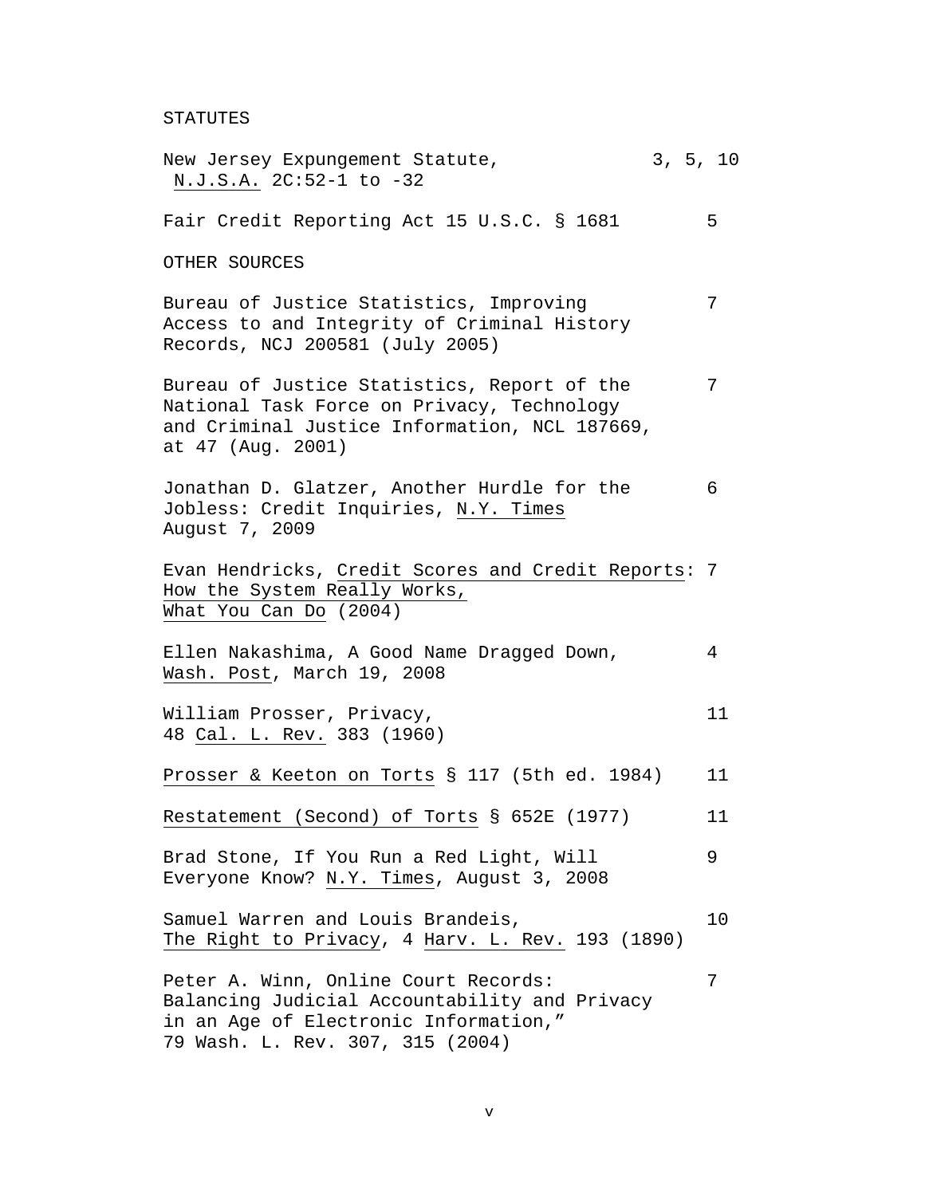## STATUTES

| | |
|---|---|
| New Jersey Expungement Statute, <u>N.J.S.A.</u> 2C:52-1 to -32 | 3, 5, 10 |
| Fair Credit Reporting Act 15 U.S.C. § 1681 | 5 |

## OTHER SOURCES

| | |
|---|---|
| Bureau of Justice Statistics, Improving Access to and Integrity of Criminal History Records, NCJ 200581 (July 2005) | 7 |
| Bureau of Justice Statistics, Report of the National Task Force on Privacy, Technology and Criminal Justice Information, NCL 187669, at 47 (Aug. 2001) | 7 |
| Jonathan D. Glatzer, Another Hurdle for the Jobless: Credit Inquiries, <u>N.Y. Times</u> August 7, 2009 | 6 |
| Evan Hendricks, <u>Credit Scores and Credit Reports</u>: <u>How the System Really Works, What You Can Do</u> (2004) | 7 |
| Ellen Nakashima, A Good Name Dragged Down, <u>Wash. Post</u>, March 19, 2008 | 4 |
| William Prosser, Privacy, 48 <u>Cal. L. Rev.</u> 383 (1960) | 11 |
| <u>Prosser & Keeton on Torts</u> § 117 (5th ed. 1984) | 11 |
| <u>Restatement (Second) of Torts</u> § 652E (1977) | 11 |
| Brad Stone, If You Run a Red Light, Will Everyone Know? <u>N.Y. Times</u>, August 3, 2008 | 9 |
| Samuel Warren and Louis Brandeis, <u>The Right to Privacy</u>, 4 <u>Harv. L. Rev.</u> 193 (1890) | 10 |
| Peter A. Winn, Online Court Records: Balancing Judicial Accountability and Privacy in an Age of Electronic Information," 79 Wash. L. Rev. 307, 315 (2004) | 7 |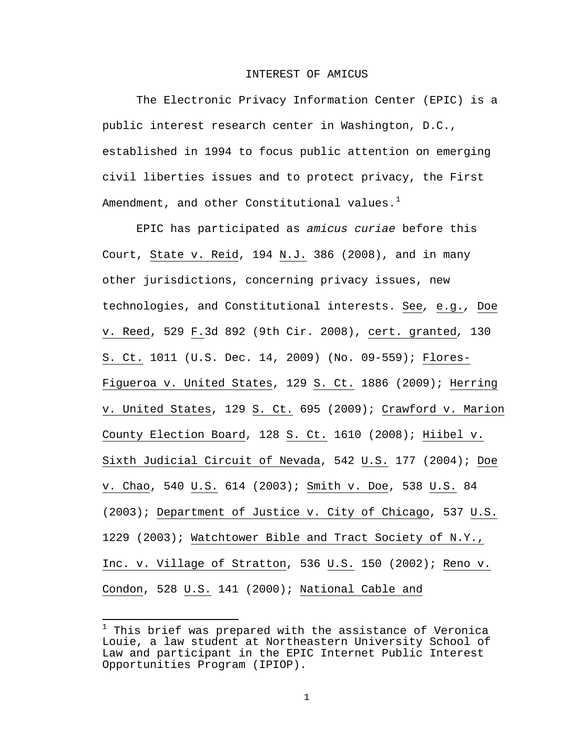# INTEREST OF AMICUS

The Electronic Privacy Information Center (EPIC) is a public interest research center in Washington, D.C., established in 1994 to focus public attention on emerging civil liberties issues and to protect privacy, the First Amendment, and other Constitutional values.[1]

EPIC has participated as *amicus curiae* before this Court, State v. Reid, 194 N.J. 386 (2008), and in many other jurisdictions, concerning privacy issues, new technologies, and Constitutional interests. See, e.g., Doe v. Reed, 529 F.3d 892 (9th Cir. 2008), cert. granted, 130 S. Ct. 1011 (U.S. Dec. 14, 2009) (No. 09-559); Flores-Figueroa v. United States, 129 S. Ct. 1886 (2009); Herring v. United States, 129 S. Ct. 695 (2009); Crawford v. Marion County Election Board, 128 S. Ct. 1610 (2008); Hiibel v. Sixth Judicial Circuit of Nevada, 542 U.S. 177 (2004); Doe v. Chao, 540 U.S. 614 (2003); Smith v. Doe, 538 U.S. 84 (2003); Department of Justice v. City of Chicago, 537 U.S. 1229 (2003); Watchtower Bible and Tract Society of N.Y., Inc. v. Village of Stratton, 536 U.S. 150 (2002); Reno v. Condon, 528 U.S. 141 (2000); National Cable and

[1] This brief was prepared with the assistance of Veronica Louie, a law student at Northeastern University School of Law and participant in the EPIC Internet Public Interest Opportunities Program (IPIOP).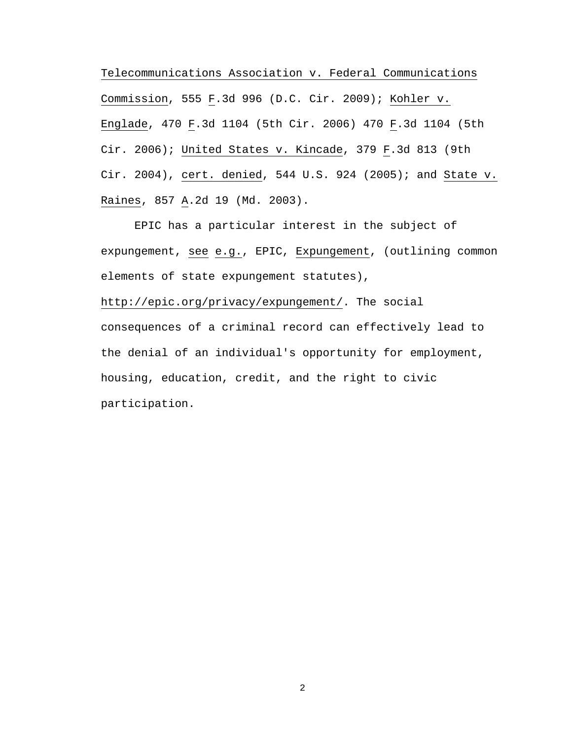Telecommunications Association v. Federal Communications Commission, 555 F.3d 996 (D.C. Cir. 2009); Kohler v. Englade, 470 F.3d 1104 (5th Cir. 2006) 470 F.3d 1104 (5th Cir. 2006); United States v. Kincade, 379 F.3d 813 (9th Cir. 2004), cert. denied, 544 U.S. 924 (2005); and State v. Raines, 857 A.2d 19 (Md. 2003).

EPIC has a particular interest in the subject of expungement, see e.g., EPIC, Expungement, (outlining common elements of state expungement statutes), http://epic.org/privacy/expungement/. The social consequences of a criminal record can effectively lead to the denial of an individual's opportunity for employment, housing, education, credit, and the right to civic participation.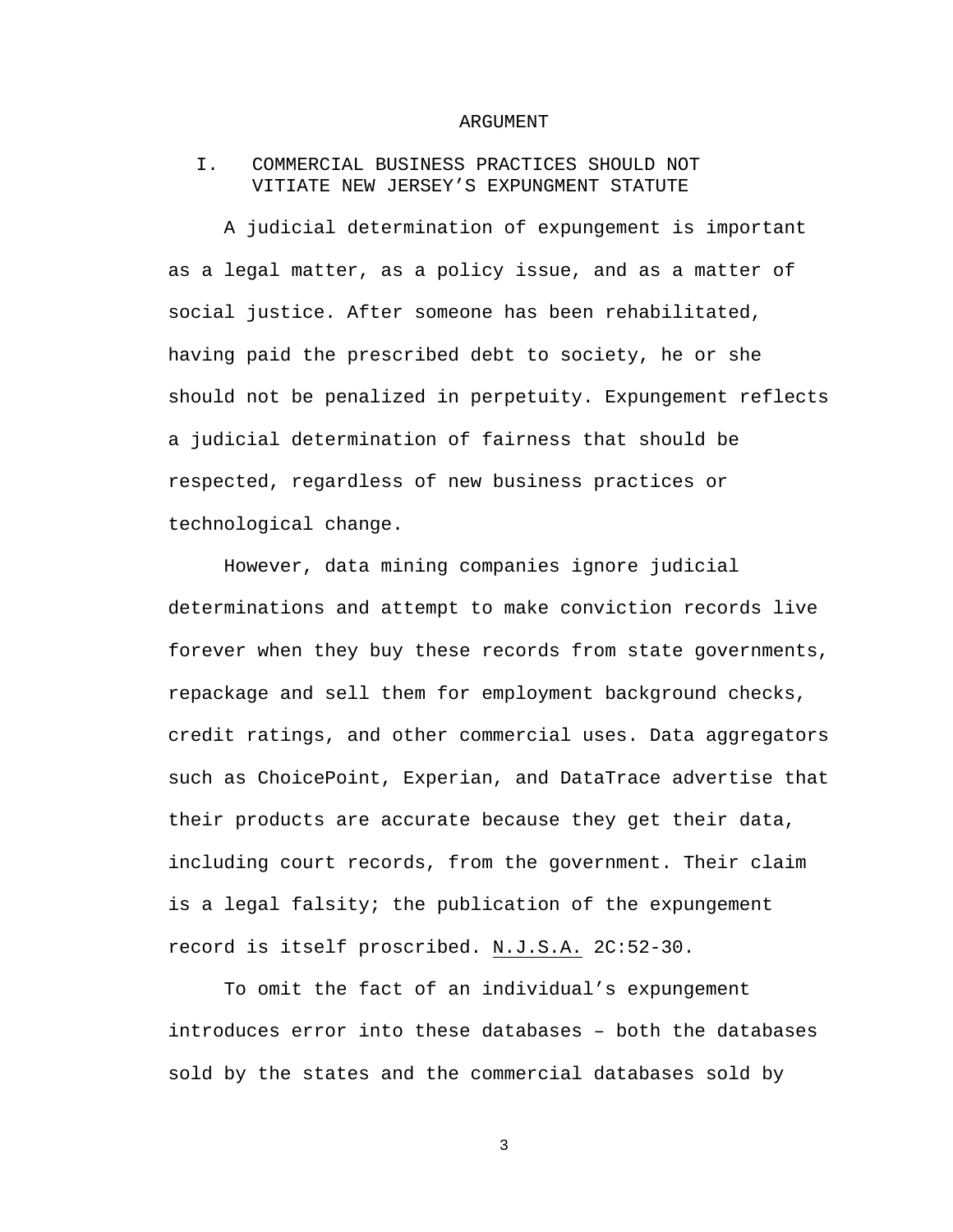# ARGUMENT

## I. COMMERCIAL BUSINESS PRACTICES SHOULD NOT VITIATE NEW JERSEY'S EXPUNGMENT STATUTE

A judicial determination of expungement is important as a legal matter, as a policy issue, and as a matter of social justice. After someone has been rehabilitated, having paid the prescribed debt to society, he or she should not be penalized in perpetuity. Expungement reflects a judicial determination of fairness that should be respected, regardless of new business practices or technological change.

However, data mining companies ignore judicial determinations and attempt to make conviction records live forever when they buy these records from state governments, repackage and sell them for employment background checks, credit ratings, and other commercial uses. Data aggregators such as ChoicePoint, Experian, and DataTrace advertise that their products are accurate because they get their data, including court records, from the government. Their claim is a legal falsity; the publication of the expungement record is itself proscribed. N.J.S.A. 2C:52-30.

To omit the fact of an individual's expungement introduces error into these databases – both the databases sold by the states and the commercial databases sold by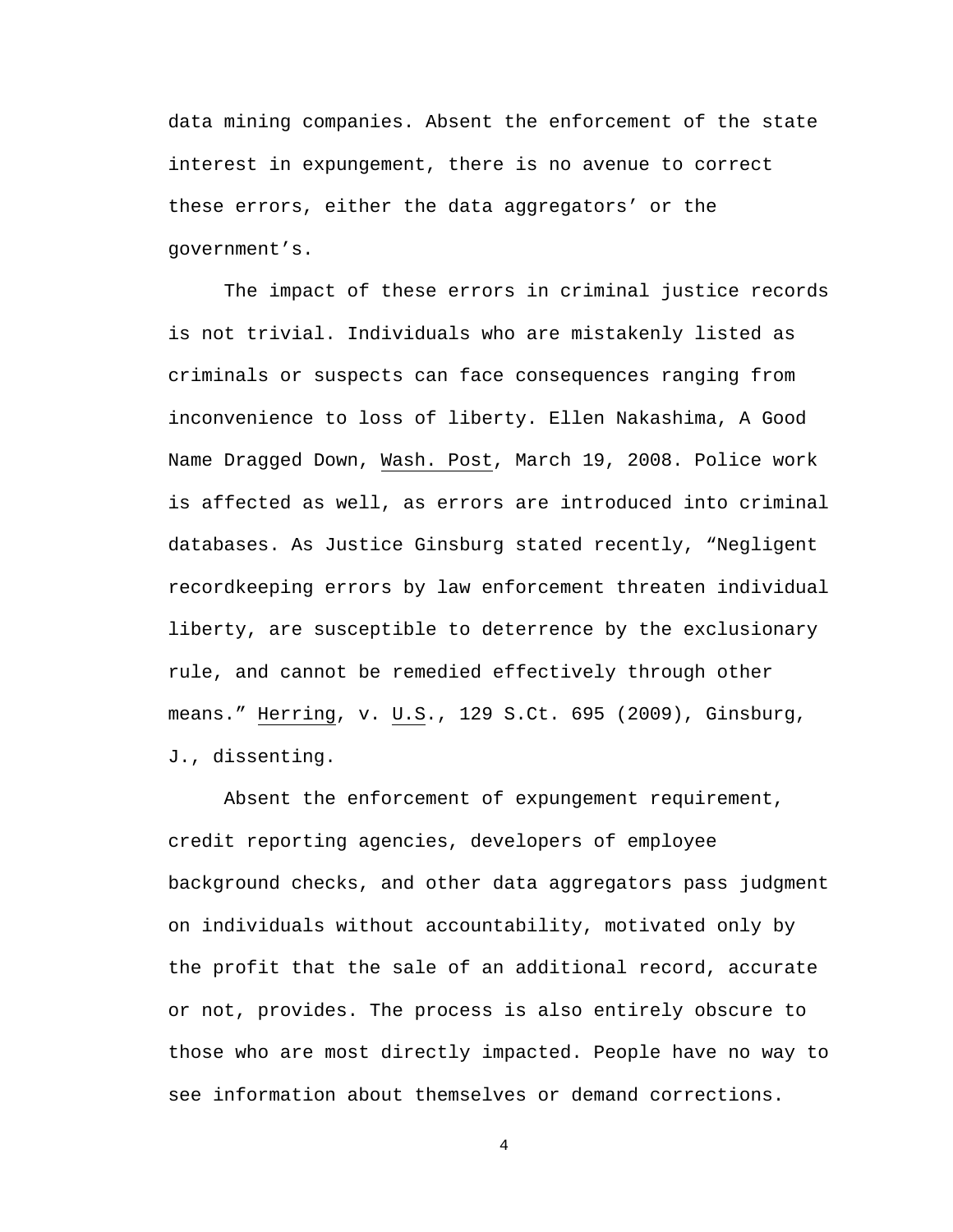data mining companies. Absent the enforcement of the state interest in expungement, there is no avenue to correct these errors, either the data aggregators' or the government's.

The impact of these errors in criminal justice records is not trivial. Individuals who are mistakenly listed as criminals or suspects can face consequences ranging from inconvenience to loss of liberty. Ellen Nakashima, A Good Name Dragged Down, Wash. Post, March 19, 2008. Police work is affected as well, as errors are introduced into criminal databases. As Justice Ginsburg stated recently, "Negligent recordkeeping errors by law enforcement threaten individual liberty, are susceptible to deterrence by the exclusionary rule, and cannot be remedied effectively through other means." Herring, v. U.S., 129 S.Ct. 695 (2009), Ginsburg, J., dissenting.

Absent the enforcement of expungement requirement, credit reporting agencies, developers of employee background checks, and other data aggregators pass judgment on individuals without accountability, motivated only by the profit that the sale of an additional record, accurate or not, provides. The process is also entirely obscure to those who are most directly impacted. People have no way to see information about themselves or demand corrections.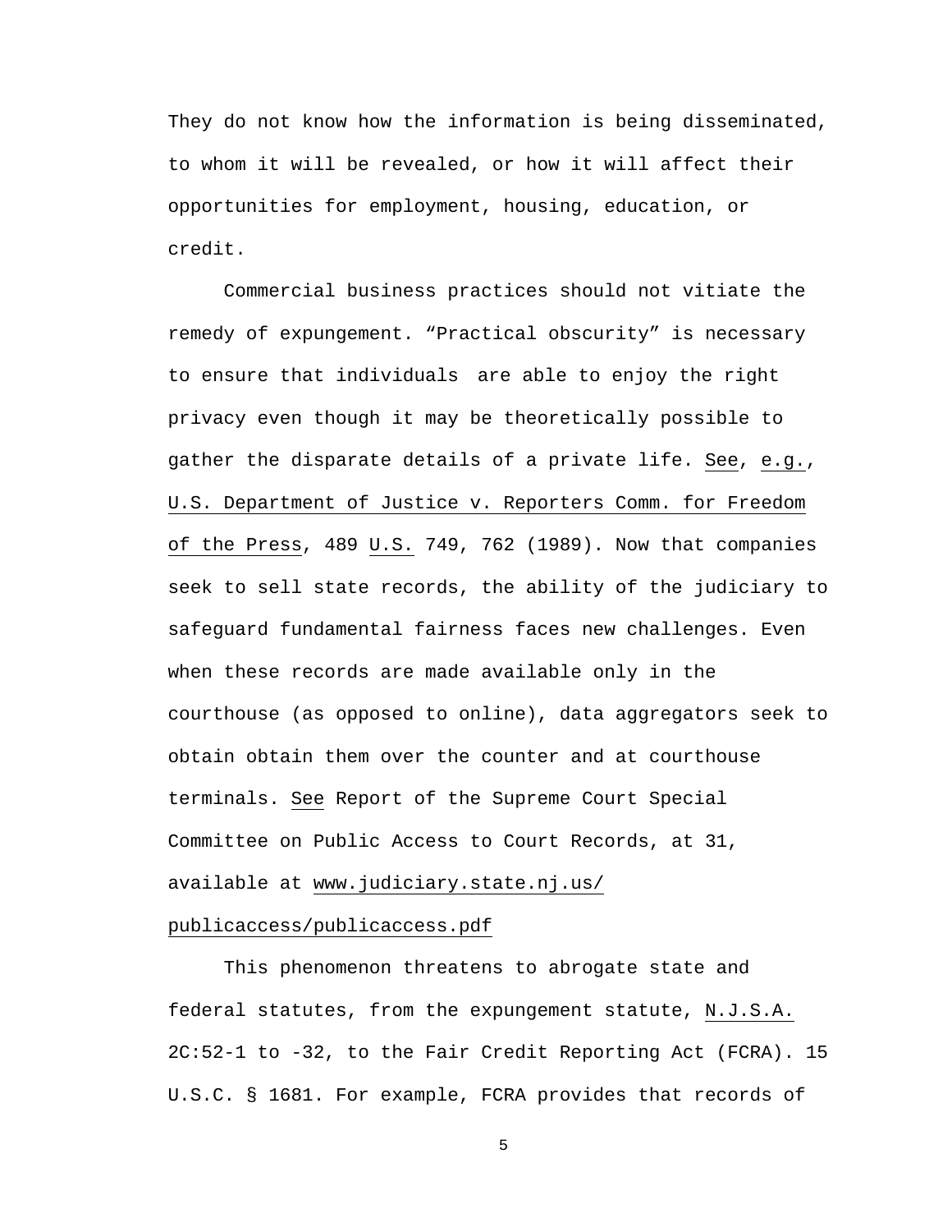They do not know how the information is being disseminated, to whom it will be revealed, or how it will affect their opportunities for employment, housing, education, or credit.

Commercial business practices should not vitiate the remedy of expungement. "Practical obscurity" is necessary to ensure that individuals are able to enjoy the right privacy even though it may be theoretically possible to gather the disparate details of a private life. See, e.g., U.S. Department of Justice v. Reporters Comm. for Freedom of the Press, 489 U.S. 749, 762 (1989). Now that companies seek to sell state records, the ability of the judiciary to safeguard fundamental fairness faces new challenges. Even when these records are made available only in the courthouse (as opposed to online), data aggregators seek to obtain obtain them over the counter and at courthouse terminals. See Report of the Supreme Court Special Committee on Public Access to Court Records, at 31, available at www.judiciary.state.nj.us/publicaccess/publicaccess.pdf

This phenomenon threatens to abrogate state and federal statutes, from the expungement statute, N.J.S.A. 2C:52-1 to -32, to the Fair Credit Reporting Act (FCRA). 15 U.S.C. § 1681. For example, FCRA provides that records of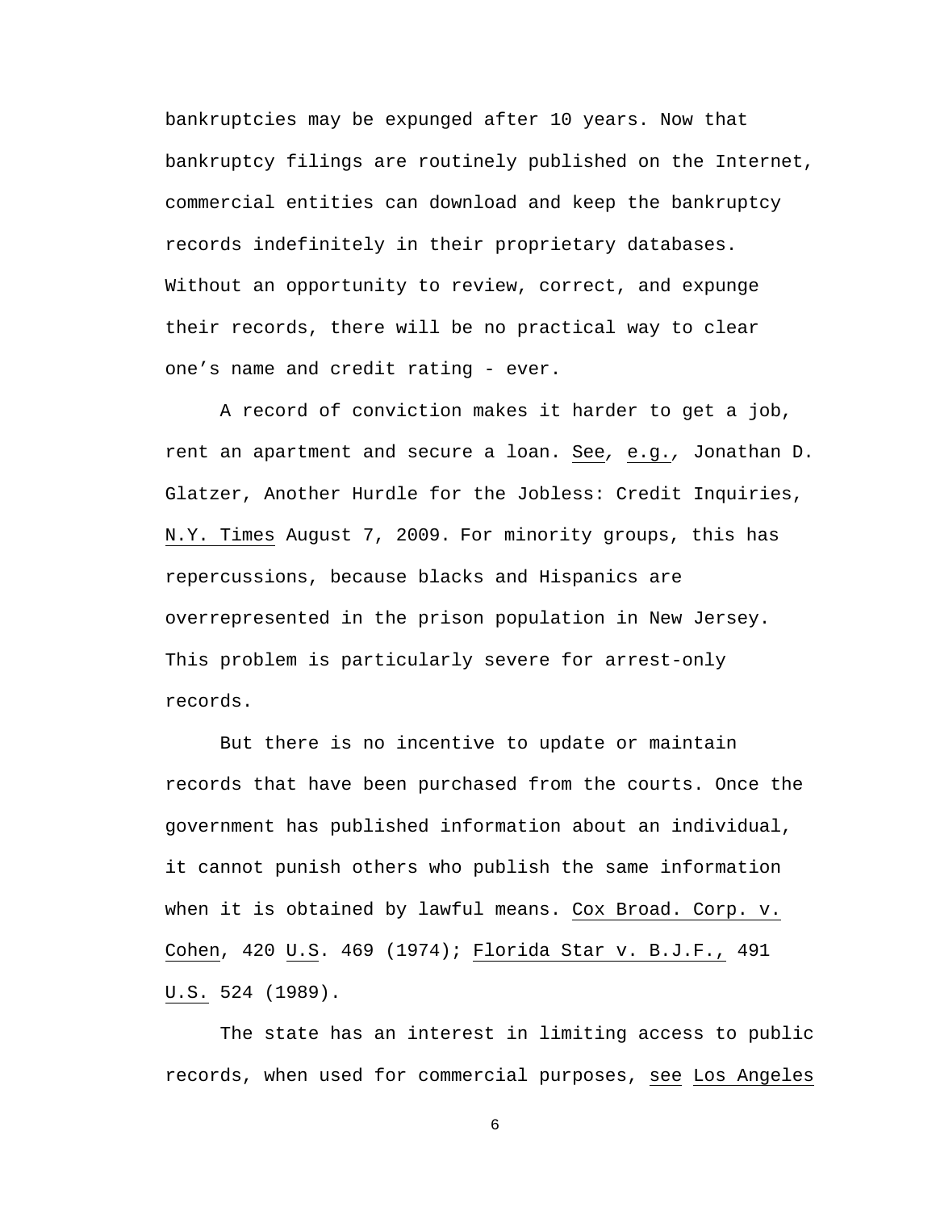bankruptcies may be expunged after 10 years. Now that bankruptcy filings are routinely published on the Internet, commercial entities can download and keep the bankruptcy records indefinitely in their proprietary databases. Without an opportunity to review, correct, and expunge their records, there will be no practical way to clear one's name and credit rating - ever.

A record of conviction makes it harder to get a job, rent an apartment and secure a loan. See, e.g., Jonathan D. Glatzer, Another Hurdle for the Jobless: Credit Inquiries, N.Y. Times August 7, 2009. For minority groups, this has repercussions, because blacks and Hispanics are overrepresented in the prison population in New Jersey. This problem is particularly severe for arrest-only records.

But there is no incentive to update or maintain records that have been purchased from the courts. Once the government has published information about an individual, it cannot punish others who publish the same information when it is obtained by lawful means. Cox Broad. Corp. v. Cohen, 420 U.S. 469 (1974); Florida Star v. B.J.F., 491 U.S. 524 (1989).

The state has an interest in limiting access to public records, when used for commercial purposes, see Los Angeles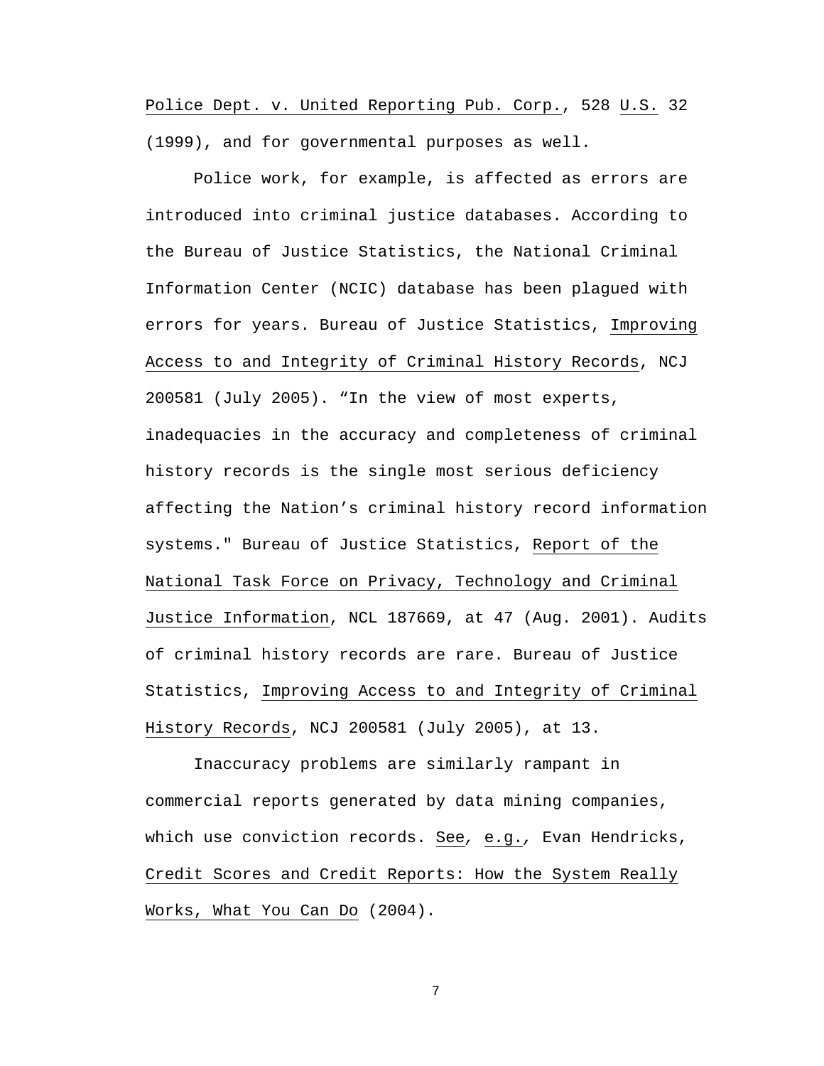Police Dept. v. United Reporting Pub. Corp., 528 U.S. 32 (1999), and for governmental purposes as well.

Police work, for example, is affected as errors are introduced into criminal justice databases. According to the Bureau of Justice Statistics, the National Criminal Information Center (NCIC) database has been plagued with errors for years. Bureau of Justice Statistics, Improving Access to and Integrity of Criminal History Records, NCJ 200581 (July 2005). “In the view of most experts, inadequacies in the accuracy and completeness of criminal history records is the single most serious deficiency affecting the Nation’s criminal history record information systems." Bureau of Justice Statistics, Report of the National Task Force on Privacy, Technology and Criminal Justice Information, NCL 187669, at 47 (Aug. 2001). Audits of criminal history records are rare. Bureau of Justice Statistics, Improving Access to and Integrity of Criminal History Records, NCJ 200581 (July 2005), at 13.

Inaccuracy problems are similarly rampant in commercial reports generated by data mining companies, which use conviction records. *See, e.g.,* Evan Hendricks, Credit Scores and Credit Reports: How the System Really Works, What You Can Do (2004).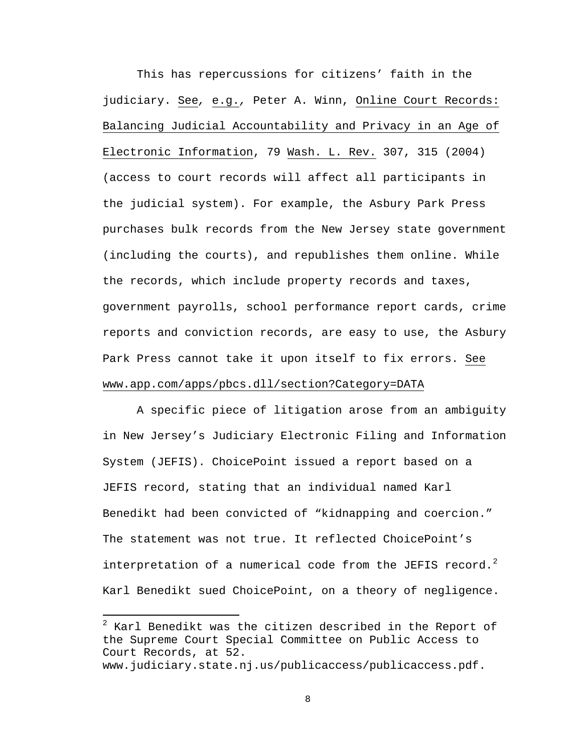This has repercussions for citizens' faith in the judiciary. See, e.g., Peter A. Winn, Online Court Records: Balancing Judicial Accountability and Privacy in an Age of Electronic Information, 79 Wash. L. Rev. 307, 315 (2004) (access to court records will affect all participants in the judicial system). For example, the Asbury Park Press purchases bulk records from the New Jersey state government (including the courts), and republishes them online. While the records, which include property records and taxes, government payrolls, school performance report cards, crime reports and conviction records, are easy to use, the Asbury Park Press cannot take it upon itself to fix errors. See www.app.com/apps/pbcs.dll/section?Category=DATA

A specific piece of litigation arose from an ambiguity in New Jersey's Judiciary Electronic Filing and Information System (JEFIS). ChoicePoint issued a report based on a JEFIS record, stating that an individual named Karl Benedikt had been convicted of "kidnapping and coercion." The statement was not true. It reflected ChoicePoint's interpretation of a numerical code from the JEFIS record.[2] Karl Benedikt sued ChoicePoint, on a theory of negligence.

---

[2] Karl Benedikt was the citizen described in the Report of the Supreme Court Special Committee on Public Access to Court Records, at 52. www.judiciary.state.nj.us/publicaccess/publicaccess.pdf.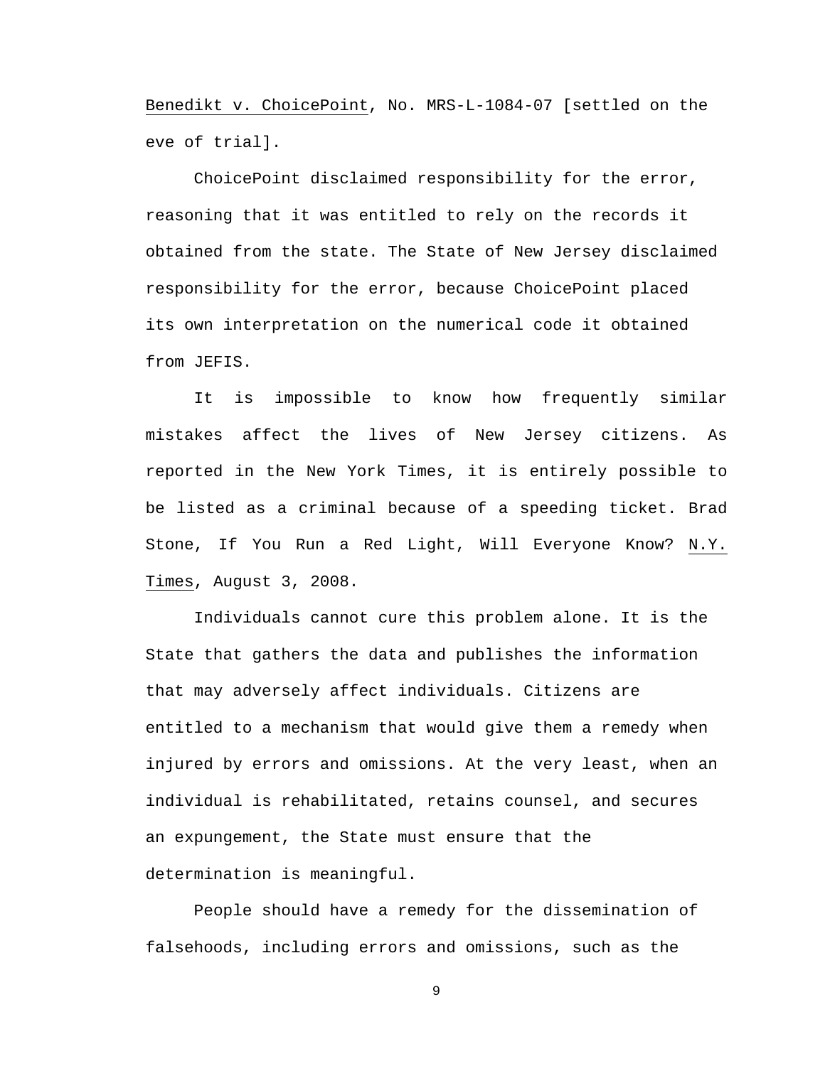Benedikt v. ChoicePoint, No. MRS-L-1084-07 [settled on the eve of trial].

ChoicePoint disclaimed responsibility for the error, reasoning that it was entitled to rely on the records it obtained from the state. The State of New Jersey disclaimed responsibility for the error, because ChoicePoint placed its own interpretation on the numerical code it obtained from JEFIS.

It is impossible to know how frequently similar mistakes affect the lives of New Jersey citizens. As reported in the New York Times, it is entirely possible to be listed as a criminal because of a speeding ticket. Brad Stone, If You Run a Red Light, Will Everyone Know? N.Y. Times, August 3, 2008.

Individuals cannot cure this problem alone. It is the State that gathers the data and publishes the information that may adversely affect individuals. Citizens are entitled to a mechanism that would give them a remedy when injured by errors and omissions. At the very least, when an individual is rehabilitated, retains counsel, and secures an expungement, the State must ensure that the determination is meaningful.

People should have a remedy for the dissemination of falsehoods, including errors and omissions, such as the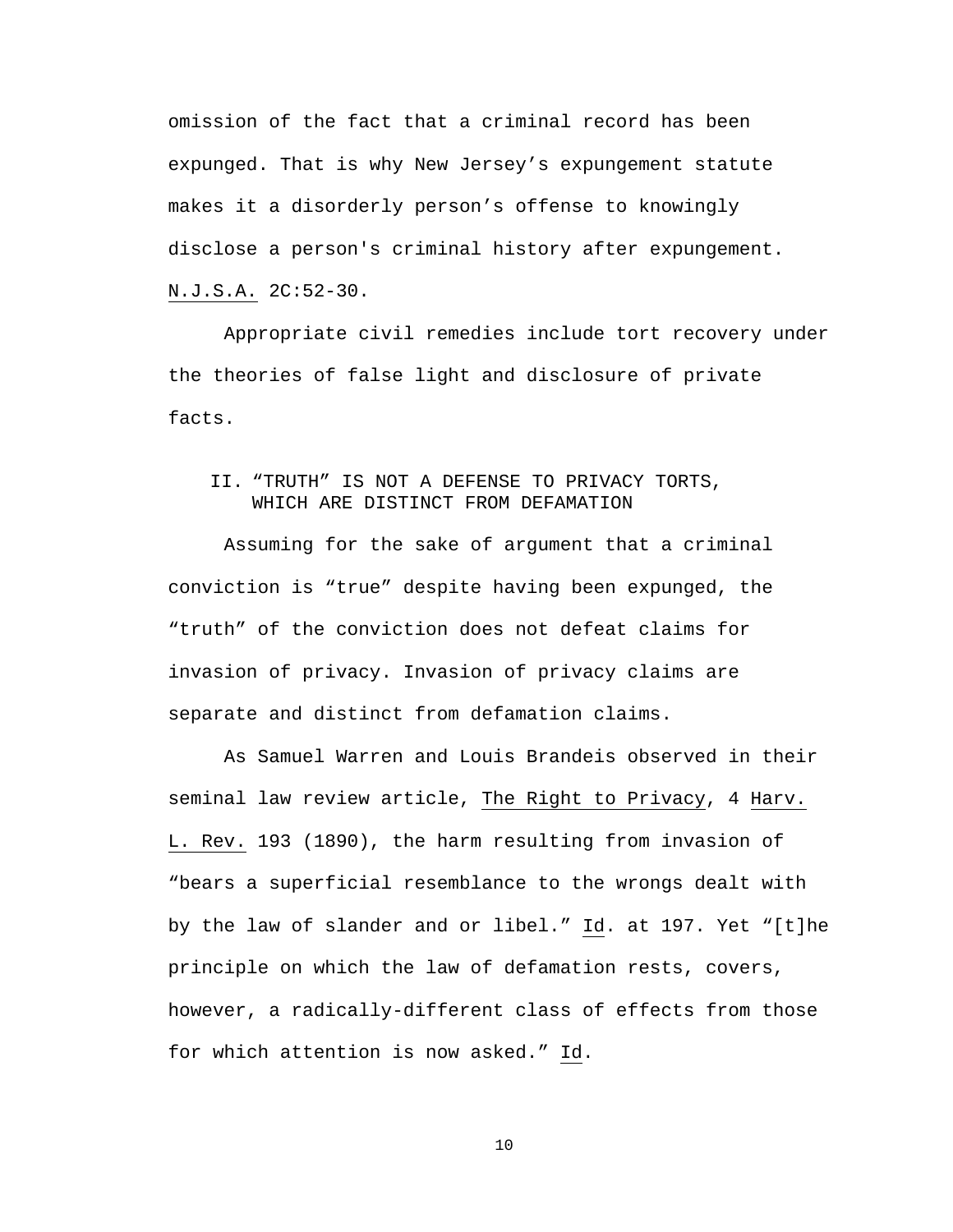omission of the fact that a criminal record has been expunged. That is why New Jersey's expungement statute makes it a disorderly person's offense to knowingly disclose a person's criminal history after expungement. N.J.S.A. 2C:52-30.

Appropriate civil remedies include tort recovery under the theories of false light and disclosure of private facts.

## II. "TRUTH" IS NOT A DEFENSE TO PRIVACY TORTS, WHICH ARE DISTINCT FROM DEFAMATION

Assuming for the sake of argument that a criminal conviction is "true" despite having been expunged, the "truth" of the conviction does not defeat claims for invasion of privacy. Invasion of privacy claims are separate and distinct from defamation claims.

As Samuel Warren and Louis Brandeis observed in their seminal law review article, The Right to Privacy, 4 Harv. L. Rev. 193 (1890), the harm resulting from invasion of "bears a superficial resemblance to the wrongs dealt with by the law of slander and or libel." Id. at 197. Yet "[t]he principle on which the law of defamation rests, covers, however, a radically-different class of effects from those for which attention is now asked." Id.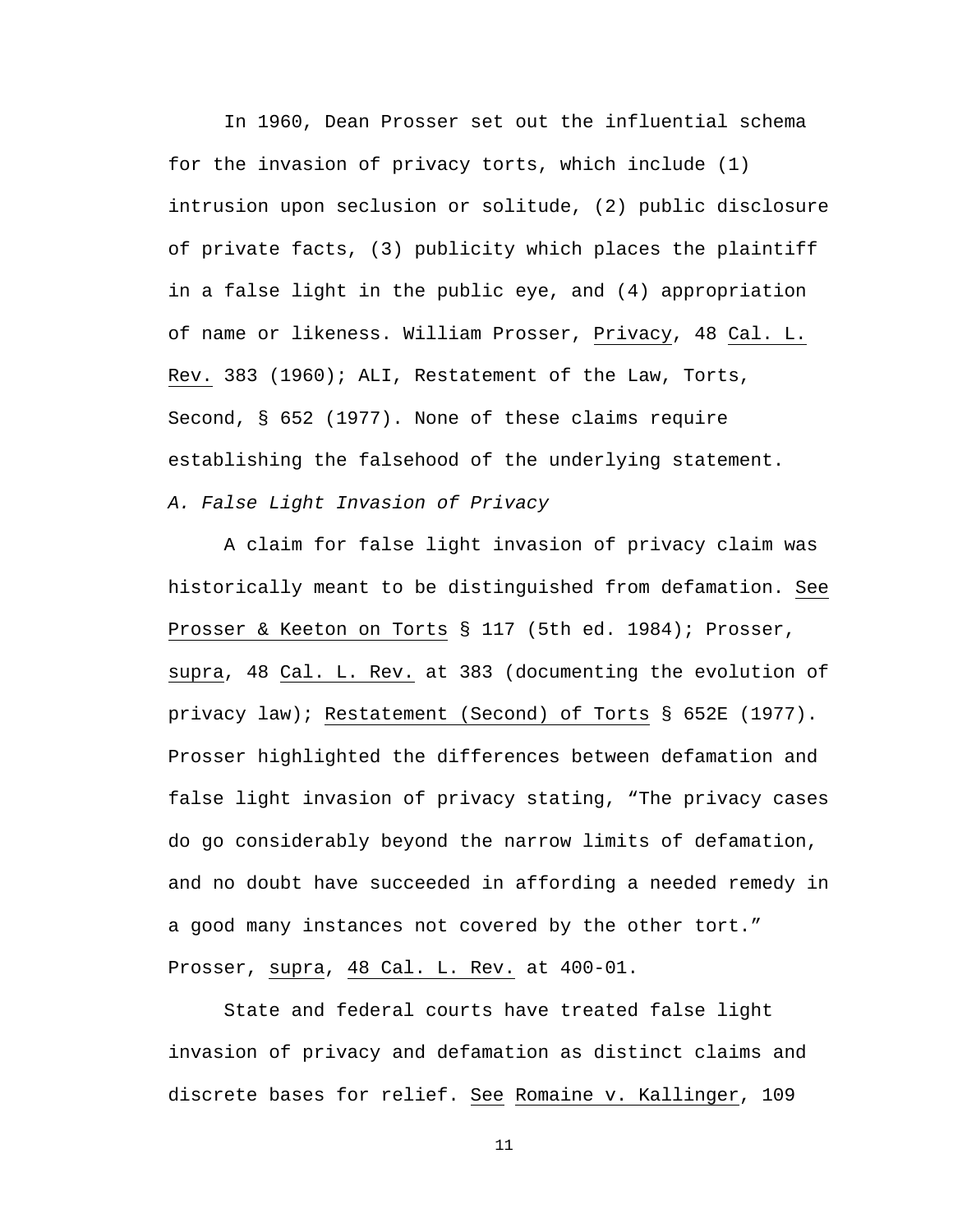In 1960, Dean Prosser set out the influential schema for the invasion of privacy torts, which include (1) intrusion upon seclusion or solitude, (2) public disclosure of private facts, (3) publicity which places the plaintiff in a false light in the public eye, and (4) appropriation of name or likeness. William Prosser, Privacy, 48 Cal. L. Rev. 383 (1960); ALI, Restatement of the Law, Torts, Second, § 652 (1977). None of these claims require establishing the falsehood of the underlying statement.

*A. False Light Invasion of Privacy*

A claim for false light invasion of privacy claim was historically meant to be distinguished from defamation. See Prosser & Keeton on Torts § 117 (5th ed. 1984); Prosser, supra, 48 Cal. L. Rev. at 383 (documenting the evolution of privacy law); Restatement (Second) of Torts § 652E (1977). Prosser highlighted the differences between defamation and false light invasion of privacy stating, “The privacy cases do go considerably beyond the narrow limits of defamation, and no doubt have succeeded in affording a needed remedy in a good many instances not covered by the other tort.” Prosser, supra, 48 Cal. L. Rev. at 400-01.

State and federal courts have treated false light invasion of privacy and defamation as distinct claims and discrete bases for relief. See Romaine v. Kallinger, 109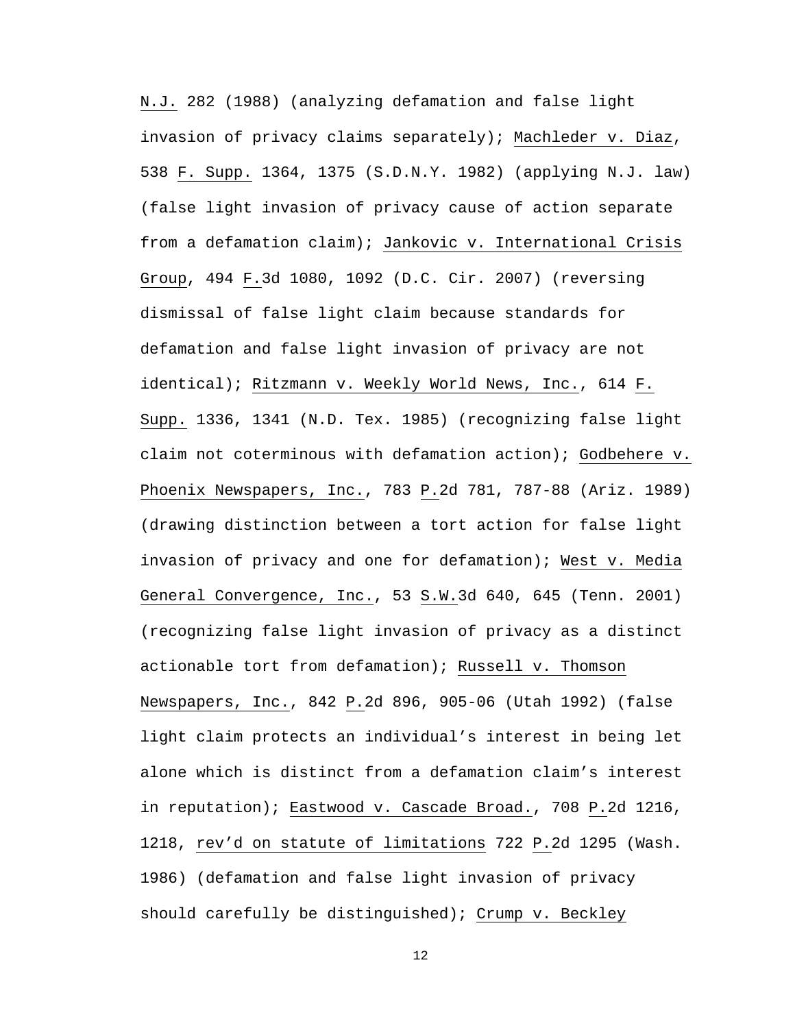N.J. 282 (1988) (analyzing defamation and false light invasion of privacy claims separately); Machleder v. Diaz, 538 F. Supp. 1364, 1375 (S.D.N.Y. 1982) (applying N.J. law) (false light invasion of privacy cause of action separate from a defamation claim); Jankovic v. International Crisis Group, 494 F.3d 1080, 1092 (D.C. Cir. 2007) (reversing dismissal of false light claim because standards for defamation and false light invasion of privacy are not identical); Ritzmann v. Weekly World News, Inc., 614 F. Supp. 1336, 1341 (N.D. Tex. 1985) (recognizing false light claim not coterminous with defamation action); Godbehere v. Phoenix Newspapers, Inc., 783 P.2d 781, 787-88 (Ariz. 1989) (drawing distinction between a tort action for false light invasion of privacy and one for defamation); West v. Media General Convergence, Inc., 53 S.W.3d 640, 645 (Tenn. 2001) (recognizing false light invasion of privacy as a distinct actionable tort from defamation); Russell v. Thomson Newspapers, Inc., 842 P.2d 896, 905-06 (Utah 1992) (false light claim protects an individual's interest in being let alone which is distinct from a defamation claim's interest in reputation); Eastwood v. Cascade Broad., 708 P.2d 1216, 1218, rev'd on statute of limitations 722 P.2d 1295 (Wash. 1986) (defamation and false light invasion of privacy should carefully be distinguished); Crump v. Beckley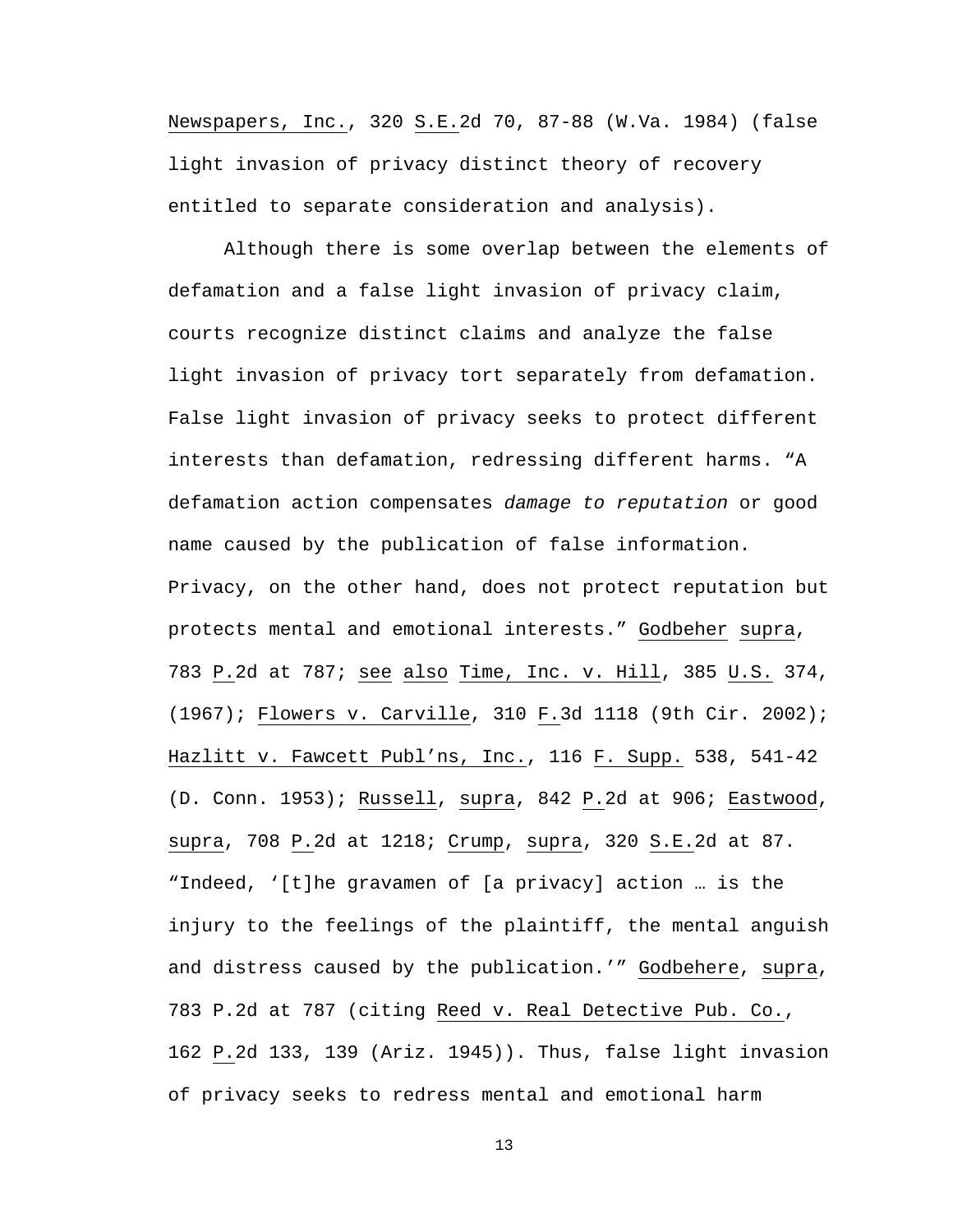Newspapers, Inc., 320 S.E.2d 70, 87-88 (W.Va. 1984) (false light invasion of privacy distinct theory of recovery entitled to separate consideration and analysis).

Although there is some overlap between the elements of defamation and a false light invasion of privacy claim, courts recognize distinct claims and analyze the false light invasion of privacy tort separately from defamation. False light invasion of privacy seeks to protect different interests than defamation, redressing different harms. "A defamation action compensates *damage to reputation* or good name caused by the publication of false information. Privacy, on the other hand, does not protect reputation but protects mental and emotional interests." Godbeher supra, 783 P.2d at 787; see also Time, Inc. v. Hill, 385 U.S. 374, (1967); Flowers v. Carville, 310 F.3d 1118 (9th Cir. 2002); Hazlitt v. Fawcett Publ'ns, Inc., 116 F. Supp. 538, 541-42 (D. Conn. 1953); Russell, supra, 842 P.2d at 906; Eastwood, supra, 708 P.2d at 1218; Crump, supra, 320 S.E.2d at 87. "Indeed, '[t]he gravamen of [a privacy] action … is the injury to the feelings of the plaintiff, the mental anguish and distress caused by the publication.'" Godbehere, supra, 783 P.2d at 787 (citing Reed v. Real Detective Pub. Co., 162 P.2d 133, 139 (Ariz. 1945)). Thus, false light invasion of privacy seeks to redress mental and emotional harm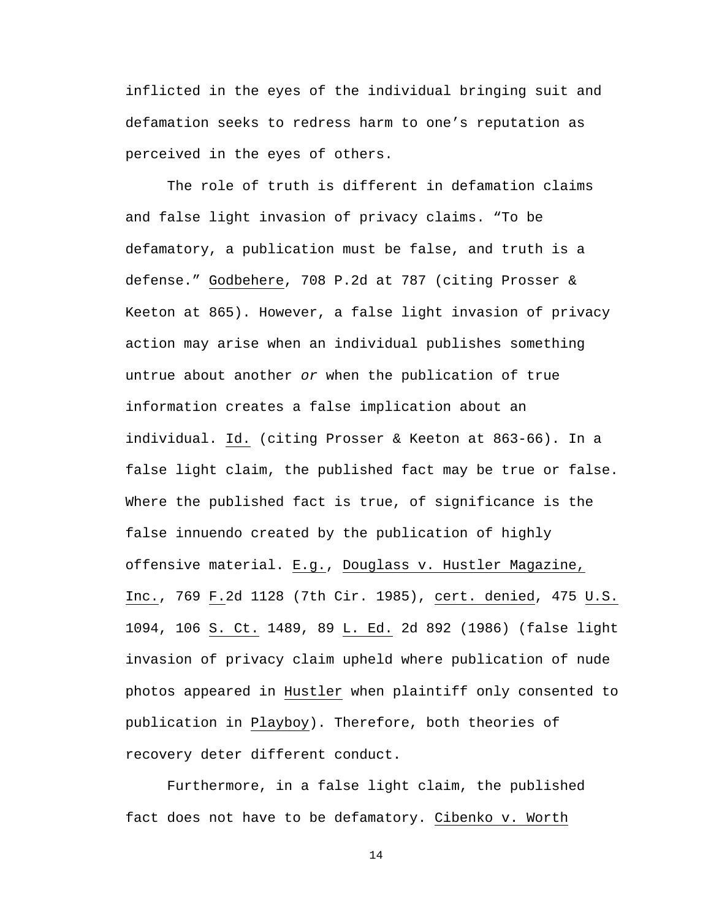inflicted in the eyes of the individual bringing suit and defamation seeks to redress harm to one's reputation as perceived in the eyes of others.

The role of truth is different in defamation claims and false light invasion of privacy claims. "To be defamatory, a publication must be false, and truth is a defense." Godbehere, 708 P.2d at 787 (citing Prosser & Keeton at 865). However, a false light invasion of privacy action may arise when an individual publishes something untrue about another *or* when the publication of true information creates a false implication about an individual. Id. (citing Prosser & Keeton at 863-66). In a false light claim, the published fact may be true or false. Where the published fact is true, of significance is the false innuendo created by the publication of highly offensive material. E.g., Douglass v. Hustler Magazine, Inc., 769 F.2d 1128 (7th Cir. 1985), cert. denied, 475 U.S. 1094, 106 S. Ct. 1489, 89 L. Ed. 2d 892 (1986) (false light invasion of privacy claim upheld where publication of nude photos appeared in Hustler when plaintiff only consented to publication in Playboy). Therefore, both theories of recovery deter different conduct.

Furthermore, in a false light claim, the published fact does not have to be defamatory. Cibenko v. Worth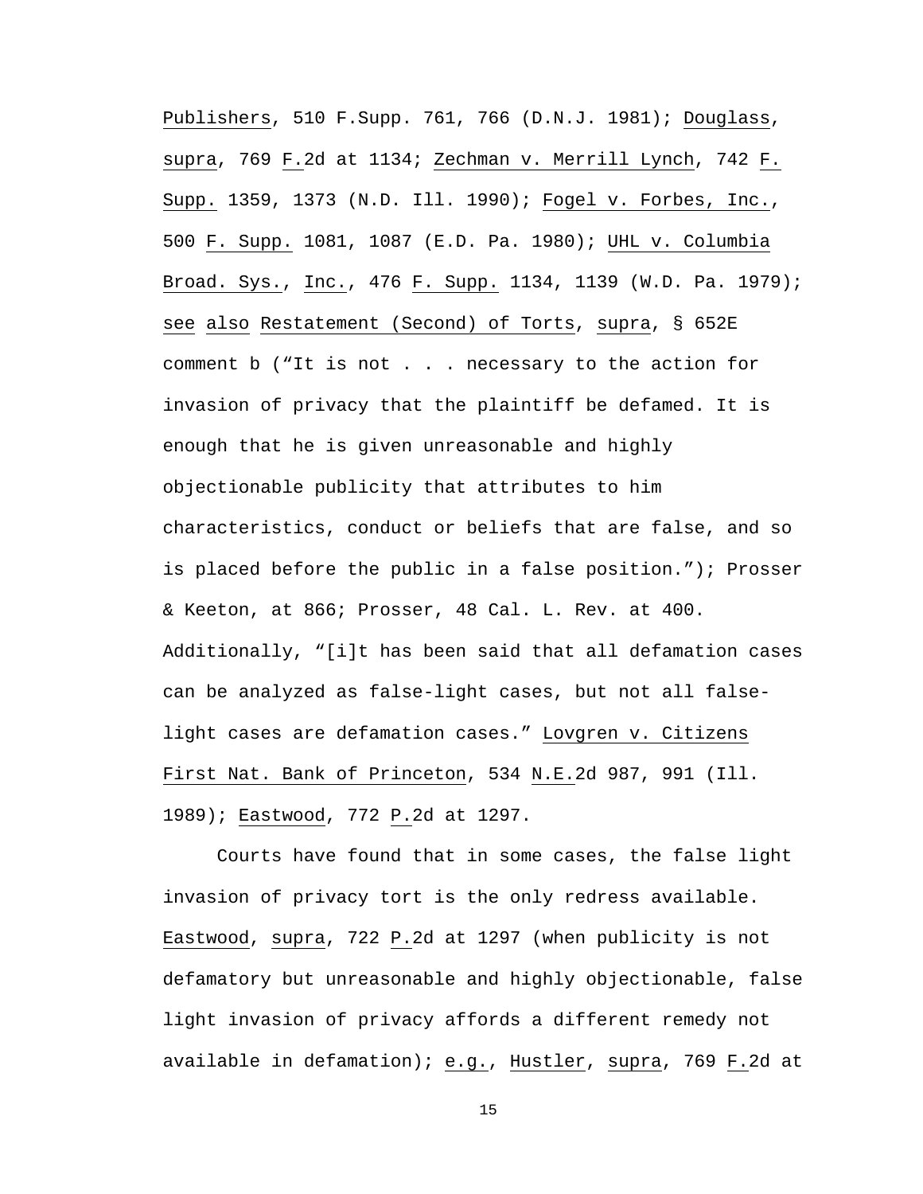Publishers, 510 F.Supp. 761, 766 (D.N.J. 1981); Douglass, supra, 769 F.2d at 1134; Zechman v. Merrill Lynch, 742 F. Supp. 1359, 1373 (N.D. Ill. 1990); Fogel v. Forbes, Inc., 500 F. Supp. 1081, 1087 (E.D. Pa. 1980); UHL v. Columbia Broad. Sys., Inc., 476 F. Supp. 1134, 1139 (W.D. Pa. 1979); see also Restatement (Second) of Torts, supra, § 652E comment b ("It is not . . . necessary to the action for invasion of privacy that the plaintiff be defamed. It is enough that he is given unreasonable and highly objectionable publicity that attributes to him characteristics, conduct or beliefs that are false, and so is placed before the public in a false position."); Prosser & Keeton, at 866; Prosser, 48 Cal. L. Rev. at 400. Additionally, "[i]t has been said that all defamation cases can be analyzed as false-light cases, but not all false-light cases are defamation cases." Lovgren v. Citizens First Nat. Bank of Princeton, 534 N.E.2d 987, 991 (Ill. 1989); Eastwood, 772 P.2d at 1297.

Courts have found that in some cases, the false light invasion of privacy tort is the only redress available. Eastwood, supra, 722 P.2d at 1297 (when publicity is not defamatory but unreasonable and highly objectionable, false light invasion of privacy affords a different remedy not available in defamation); e.g., Hustler, supra, 769 F.2d at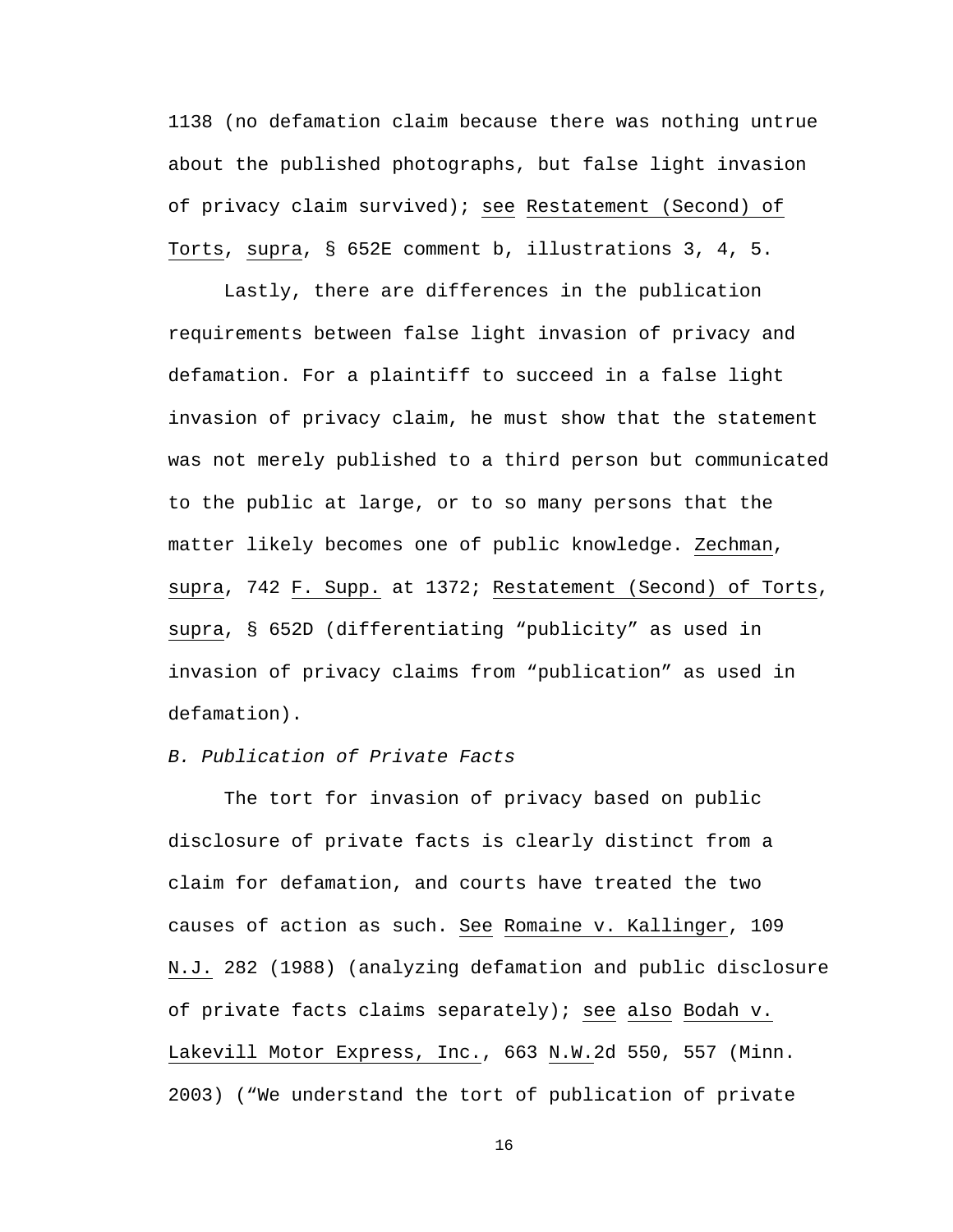1138 (no defamation claim because there was nothing untrue about the published photographs, but false light invasion of privacy claim survived); see Restatement (Second) of Torts, supra, § 652E comment b, illustrations 3, 4, 5.

Lastly, there are differences in the publication requirements between false light invasion of privacy and defamation. For a plaintiff to succeed in a false light invasion of privacy claim, he must show that the statement was not merely published to a third person but communicated to the public at large, or to so many persons that the matter likely becomes one of public knowledge. Zechman, supra, 742 F. Supp. at 1372; Restatement (Second) of Torts, supra, § 652D (differentiating "publicity" as used in invasion of privacy claims from "publication" as used in defamation).

*B. Publication of Private Facts*

The tort for invasion of privacy based on public disclosure of private facts is clearly distinct from a claim for defamation, and courts have treated the two causes of action as such. See Romaine v. Kallinger, 109 N.J. 282 (1988) (analyzing defamation and public disclosure of private facts claims separately); see also Bodah v. Lakevill Motor Express, Inc., 663 N.W.2d 550, 557 (Minn. 2003) ("We understand the tort of publication of private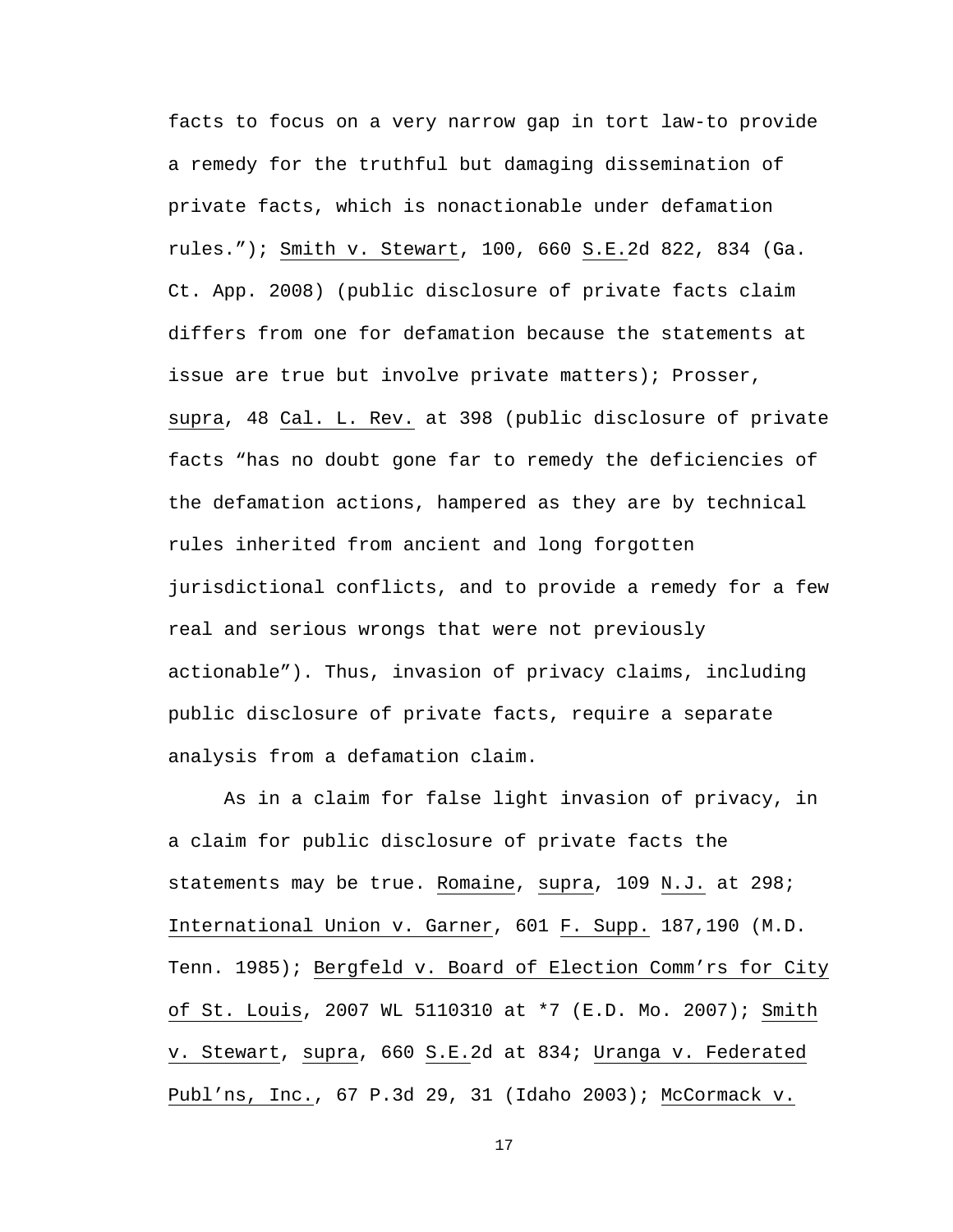facts to focus on a very narrow gap in tort law-to provide a remedy for the truthful but damaging dissemination of private facts, which is nonactionable under defamation rules."); Smith v. Stewart, 100, 660 S.E.2d 822, 834 (Ga. Ct. App. 2008) (public disclosure of private facts claim differs from one for defamation because the statements at issue are true but involve private matters); Prosser, supra, 48 Cal. L. Rev. at 398 (public disclosure of private facts "has no doubt gone far to remedy the deficiencies of the defamation actions, hampered as they are by technical rules inherited from ancient and long forgotten jurisdictional conflicts, and to provide a remedy for a few real and serious wrongs that were not previously actionable"). Thus, invasion of privacy claims, including public disclosure of private facts, require a separate analysis from a defamation claim.

As in a claim for false light invasion of privacy, in a claim for public disclosure of private facts the statements may be true. Romaine, supra, 109 N.J. at 298; International Union v. Garner, 601 F. Supp. 187,190 (M.D. Tenn. 1985); Bergfeld v. Board of Election Comm'rs for City of St. Louis, 2007 WL 5110310 at *7 (E.D. Mo. 2007); Smith v. Stewart, supra, 660 S.E.2d at 834; Uranga v. Federated Publ'ns, Inc., 67 P.3d 29, 31 (Idaho 2003); McCormack v.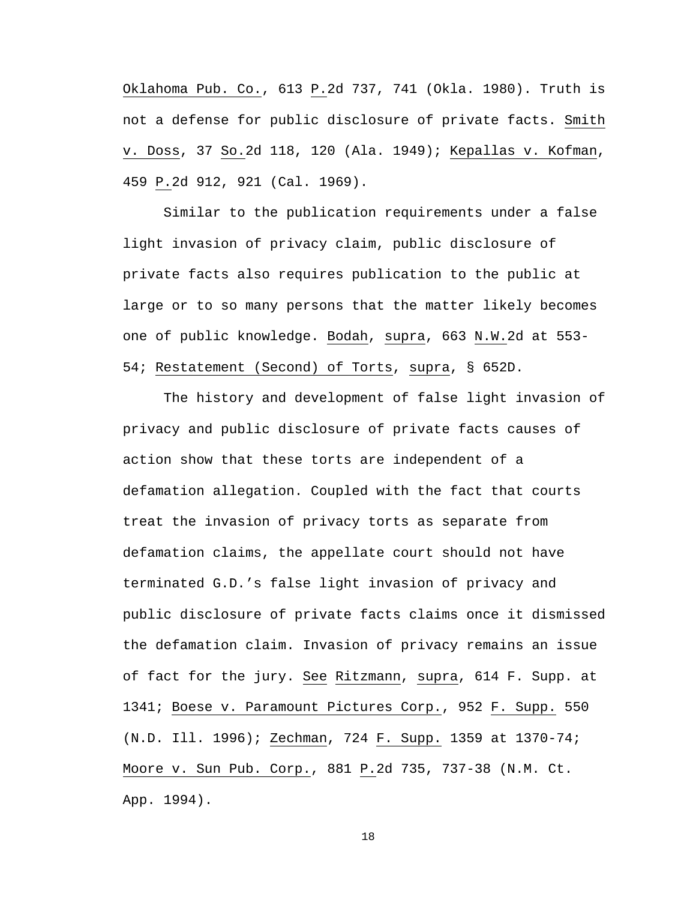Oklahoma Pub. Co., 613 P.2d 737, 741 (Okla. 1980). Truth is not a defense for public disclosure of private facts. Smith v. Doss, 37 So.2d 118, 120 (Ala. 1949); Kepallas v. Kofman, 459 P.2d 912, 921 (Cal. 1969).

Similar to the publication requirements under a false light invasion of privacy claim, public disclosure of private facts also requires publication to the public at large or to so many persons that the matter likely becomes one of public knowledge. Bodah, supra, 663 N.W.2d at 553-54; Restatement (Second) of Torts, supra, § 652D.

The history and development of false light invasion of privacy and public disclosure of private facts causes of action show that these torts are independent of a defamation allegation. Coupled with the fact that courts treat the invasion of privacy torts as separate from defamation claims, the appellate court should not have terminated G.D.'s false light invasion of privacy and public disclosure of private facts claims once it dismissed the defamation claim. Invasion of privacy remains an issue of fact for the jury. See Ritzmann, supra, 614 F. Supp. at 1341; Boese v. Paramount Pictures Corp., 952 F. Supp. 550 (N.D. Ill. 1996); Zechman, 724 F. Supp. 1359 at 1370-74; Moore v. Sun Pub. Corp., 881 P.2d 735, 737-38 (N.M. Ct. App. 1994).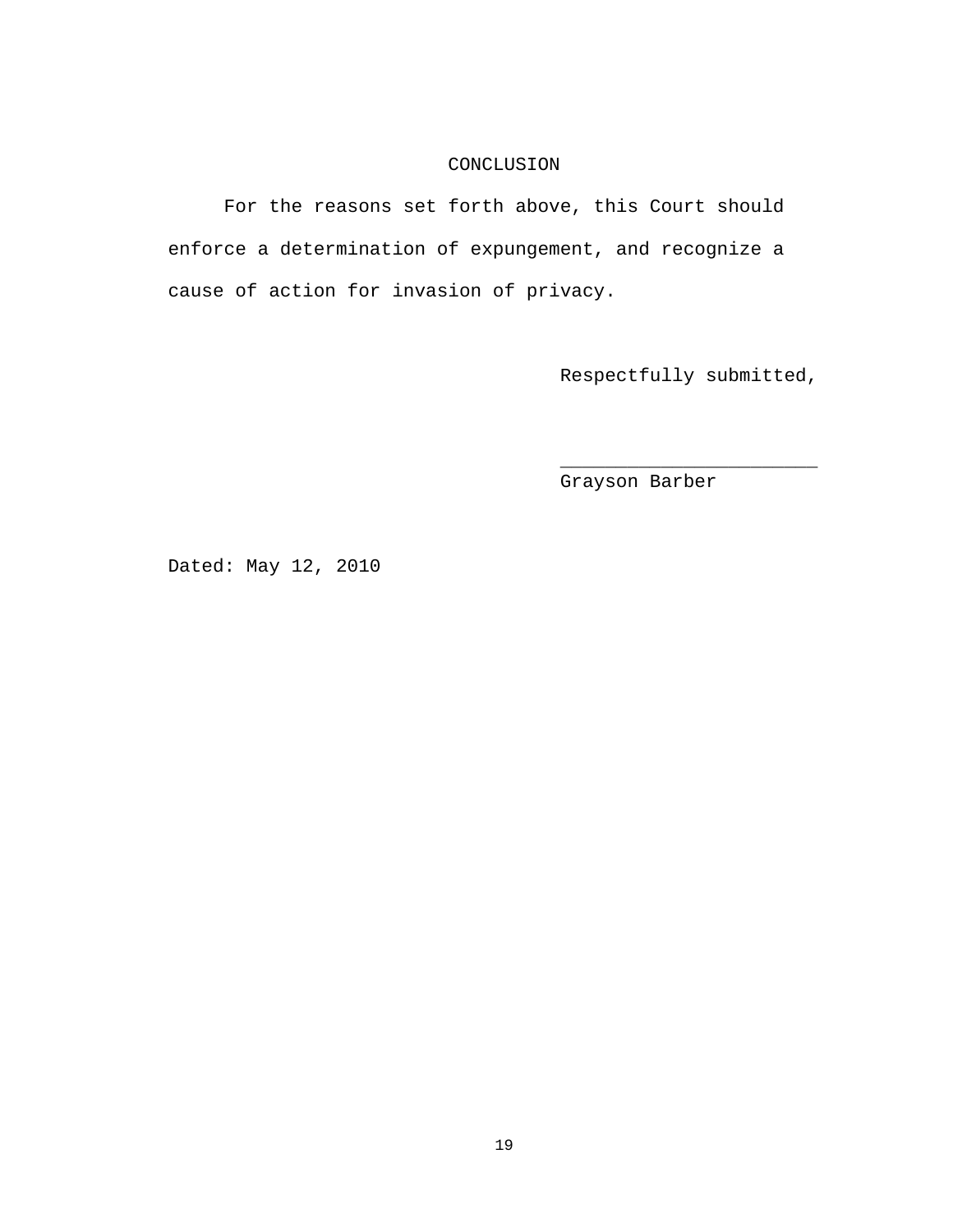## CONCLUSION

For the reasons set forth above, this Court should enforce a determination of expungement, and recognize a cause of action for invasion of privacy.

Respectfully submitted,

_______________________

Grayson Barber

Dated: May 12, 2010